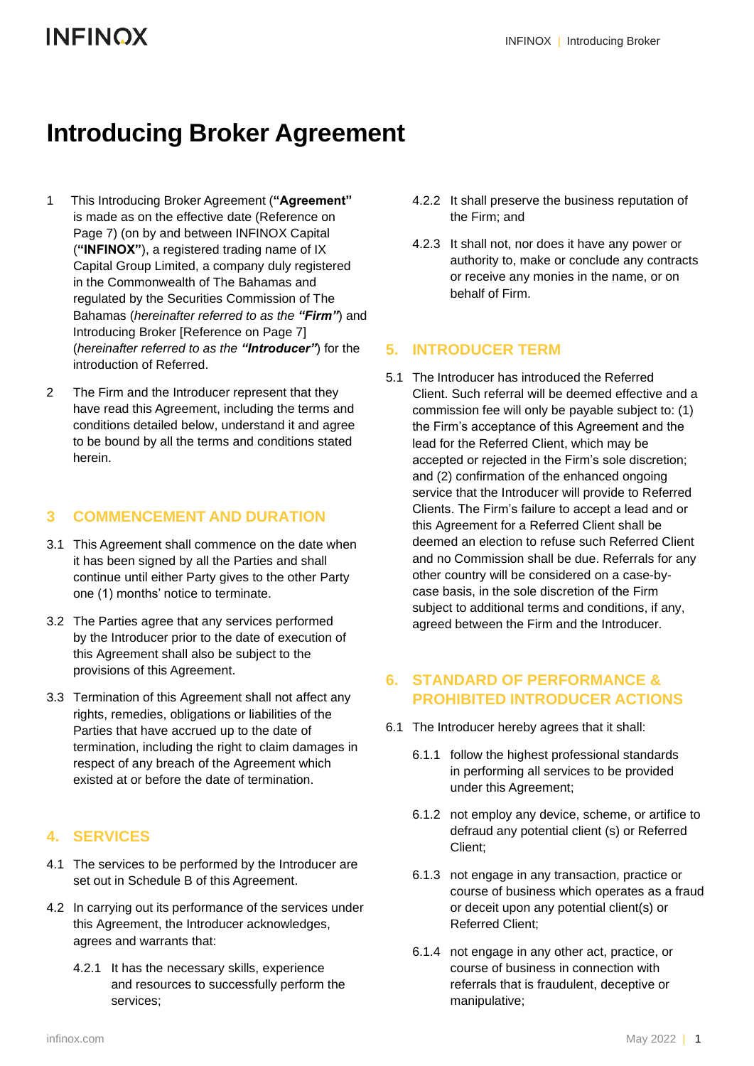# Introducing Broker Agreement

1 This Introducing Broker Agreement (**"Agreement"** is made as on the effective date (Reference on Page 7) (on by and between INFINOX Capital (**"INFINOX"**), a registered trading name of IX Capital Group Limited, a company duly registered in the Commonwealth of The Bahamas and regulated by the Securities Commission of The Bahamas (*hereinafter referred to as the* ***"Firm"***) and Introducing Broker [Reference on Page 7] (*hereinafter referred to as the* ***"Introducer"***) for the introduction of Referred.

2 The Firm and the Introducer represent that they have read this Agreement, including the terms and conditions detailed below, understand it and agree to be bound by all the terms and conditions stated herein.

## 3 COMMENCEMENT AND DURATION

3.1 This Agreement shall commence on the date when it has been signed by all the Parties and shall continue until either Party gives to the other Party one (1) months' notice to terminate.

3.2 The Parties agree that any services performed by the Introducer prior to the date of execution of this Agreement shall also be subject to the provisions of this Agreement.

3.3 Termination of this Agreement shall not affect any rights, remedies, obligations or liabilities of the Parties that have accrued up to the date of termination, including the right to claim damages in respect of any breach of the Agreement which existed at or before the date of termination.

## 4. SERVICES

4.1 The services to be performed by the Introducer are set out in Schedule B of this Agreement.

4.2 In carrying out its performance of the services under this Agreement, the Introducer acknowledges, agrees and warrants that:

4.2.1 It has the necessary skills, experience and resources to successfully perform the services;

4.2.2 It shall preserve the business reputation of the Firm; and

4.2.3 It shall not, nor does it have any power or authority to, make or conclude any contracts or receive any monies in the name, or on behalf of Firm.

## 5. INTRODUCER TERM

5.1 The Introducer has introduced the Referred Client. Such referral will be deemed effective and a commission fee will only be payable subject to: (1) the Firm's acceptance of this Agreement and the lead for the Referred Client, which may be accepted or rejected in the Firm's sole discretion; and (2) confirmation of the enhanced ongoing service that the Introducer will provide to Referred Clients. The Firm's failure to accept a lead and or this Agreement for a Referred Client shall be deemed an election to refuse such Referred Client and no Commission shall be due. Referrals for any other country will be considered on a case-by-case basis, in the sole discretion of the Firm subject to additional terms and conditions, if any, agreed between the Firm and the Introducer.

## 6. STANDARD OF PERFORMANCE & PROHIBITED INTRODUCER ACTIONS

6.1 The Introducer hereby agrees that it shall:

6.1.1 follow the highest professional standards in performing all services to be provided under this Agreement;

6.1.2 not employ any device, scheme, or artifice to defraud any potential client (s) or Referred Client;

6.1.3 not engage in any transaction, practice or course of business which operates as a fraud or deceit upon any potential client(s) or Referred Client;

6.1.4 not engage in any other act, practice, or course of business in connection with referrals that is fraudulent, deceptive or manipulative;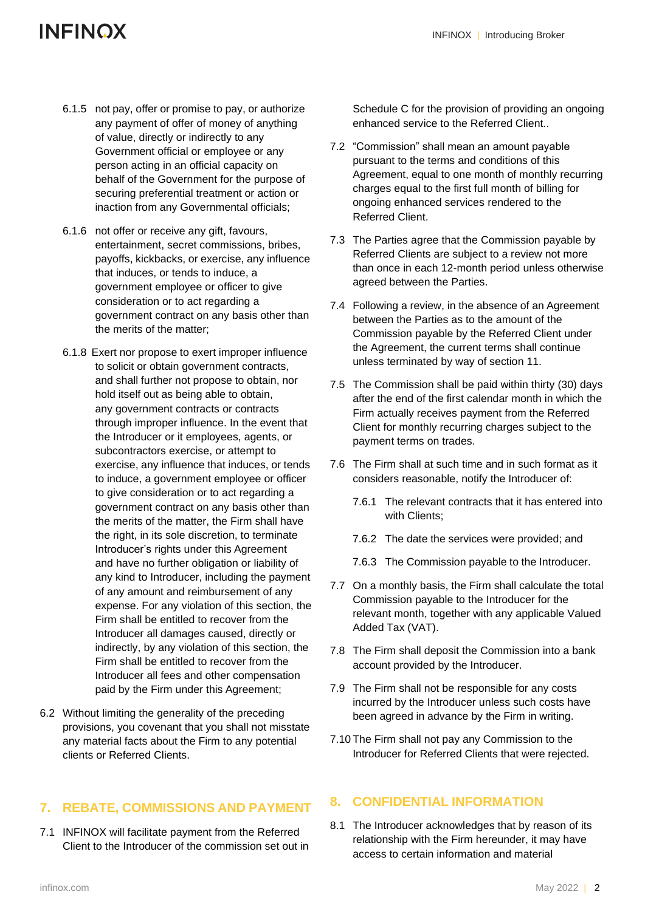6.1.5 not pay, offer or promise to pay, or authorize any payment of offer of money of anything of value, directly or indirectly to any Government official or employee or any person acting in an official capacity on behalf of the Government for the purpose of securing preferential treatment or action or inaction from any Governmental officials;

6.1.6 not offer or receive any gift, favours, entertainment, secret commissions, bribes, payoffs, kickbacks, or exercise, any influence that induces, or tends to induce, a government employee or officer to give consideration or to act regarding a government contract on any basis other than the merits of the matter;

6.1.8 Exert nor propose to exert improper influence to solicit or obtain government contracts, and shall further not propose to obtain, nor hold itself out as being able to obtain, any government contracts or contracts through improper influence. In the event that the Introducer or it employees, agents, or subcontractors exercise, or attempt to exercise, any influence that induces, or tends to induce, a government employee or officer to give consideration or to act regarding a government contract on any basis other than the merits of the matter, the Firm shall have the right, in its sole discretion, to terminate Introducer's rights under this Agreement and have no further obligation or liability of any kind to Introducer, including the payment of any amount and reimbursement of any expense. For any violation of this section, the Firm shall be entitled to recover from the Introducer all damages caused, directly or indirectly, by any violation of this section, the Firm shall be entitled to recover from the Introducer all fees and other compensation paid by the Firm under this Agreement;

6.2 Without limiting the generality of the preceding provisions, you covenant that you shall not misstate any material facts about the Firm to any potential clients or Referred Clients.

## 7. REBATE, COMMISSIONS AND PAYMENT

7.1 INFINOX will facilitate payment from the Referred Client to the Introducer of the commission set out in Schedule C for the provision of providing an ongoing enhanced service to the Referred Client..

7.2 "Commission" shall mean an amount payable pursuant to the terms and conditions of this Agreement, equal to one month of monthly recurring charges equal to the first full month of billing for ongoing enhanced services rendered to the Referred Client.

7.3 The Parties agree that the Commission payable by Referred Clients are subject to a review not more than once in each 12-month period unless otherwise agreed between the Parties.

7.4 Following a review, in the absence of an Agreement between the Parties as to the amount of the Commission payable by the Referred Client under the Agreement, the current terms shall continue unless terminated by way of section 11.

7.5 The Commission shall be paid within thirty (30) days after the end of the first calendar month in which the Firm actually receives payment from the Referred Client for monthly recurring charges subject to the payment terms on trades.

7.6 The Firm shall at such time and in such format as it considers reasonable, notify the Introducer of:

7.6.1 The relevant contracts that it has entered into with Clients;

7.6.2 The date the services were provided; and

7.6.3 The Commission payable to the Introducer.

7.7 On a monthly basis, the Firm shall calculate the total Commission payable to the Introducer for the relevant month, together with any applicable Valued Added Tax (VAT).

7.8 The Firm shall deposit the Commission into a bank account provided by the Introducer.

7.9 The Firm shall not be responsible for any costs incurred by the Introducer unless such costs have been agreed in advance by the Firm in writing.

7.10 The Firm shall not pay any Commission to the Introducer for Referred Clients that were rejected.

## 8. CONFIDENTIAL INFORMATION

8.1 The Introducer acknowledges that by reason of its relationship with the Firm hereunder, it may have access to certain information and material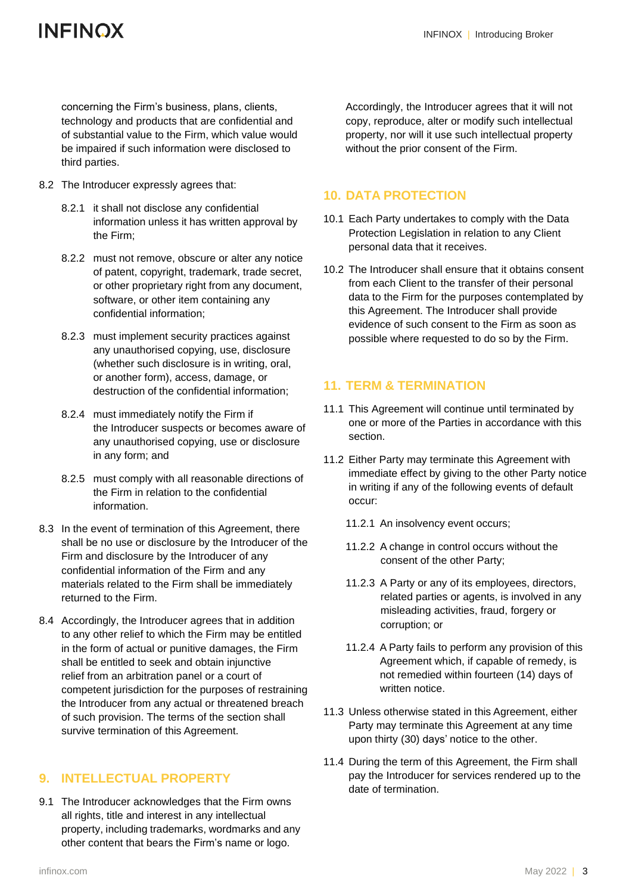concerning the Firm's business, plans, clients, technology and products that are confidential and of substantial value to the Firm, which value would be impaired if such information were disclosed to third parties.

8.2 The Introducer expressly agrees that:

8.2.1 it shall not disclose any confidential information unless it has written approval by the Firm;

8.2.2 must not remove, obscure or alter any notice of patent, copyright, trademark, trade secret, or other proprietary right from any document, software, or other item containing any confidential information;

8.2.3 must implement security practices against any unauthorised copying, use, disclosure (whether such disclosure is in writing, oral, or another form), access, damage, or destruction of the confidential information;

8.2.4 must immediately notify the Firm if the Introducer suspects or becomes aware of any unauthorised copying, use or disclosure in any form; and

8.2.5 must comply with all reasonable directions of the Firm in relation to the confidential information.

8.3 In the event of termination of this Agreement, there shall be no use or disclosure by the Introducer of the Firm and disclosure by the Introducer of any confidential information of the Firm and any materials related to the Firm shall be immediately returned to the Firm.

8.4 Accordingly, the Introducer agrees that in addition to any other relief to which the Firm may be entitled in the form of actual or punitive damages, the Firm shall be entitled to seek and obtain injunctive relief from an arbitration panel or a court of competent jurisdiction for the purposes of restraining the Introducer from any actual or threatened breach of such provision. The terms of the section shall survive termination of this Agreement.

## 9. INTELLECTUAL PROPERTY

9.1 The Introducer acknowledges that the Firm owns all rights, title and interest in any intellectual property, including trademarks, wordmarks and any other content that bears the Firm's name or logo. Accordingly, the Introducer agrees that it will not copy, reproduce, alter or modify such intellectual property, nor will it use such intellectual property without the prior consent of the Firm.

## 10. DATA PROTECTION

10.1 Each Party undertakes to comply with the Data Protection Legislation in relation to any Client personal data that it receives.

10.2 The Introducer shall ensure that it obtains consent from each Client to the transfer of their personal data to the Firm for the purposes contemplated by this Agreement. The Introducer shall provide evidence of such consent to the Firm as soon as possible where requested to do so by the Firm.

## 11. TERM & TERMINATION

11.1 This Agreement will continue until terminated by one or more of the Parties in accordance with this section.

11.2 Either Party may terminate this Agreement with immediate effect by giving to the other Party notice in writing if any of the following events of default occur:

11.2.1 An insolvency event occurs;

11.2.2 A change in control occurs without the consent of the other Party;

11.2.3 A Party or any of its employees, directors, related parties or agents, is involved in any misleading activities, fraud, forgery or corruption; or

11.2.4 A Party fails to perform any provision of this Agreement which, if capable of remedy, is not remedied within fourteen (14) days of written notice.

11.3 Unless otherwise stated in this Agreement, either Party may terminate this Agreement at any time upon thirty (30) days' notice to the other.

11.4 During the term of this Agreement, the Firm shall pay the Introducer for services rendered up to the date of termination.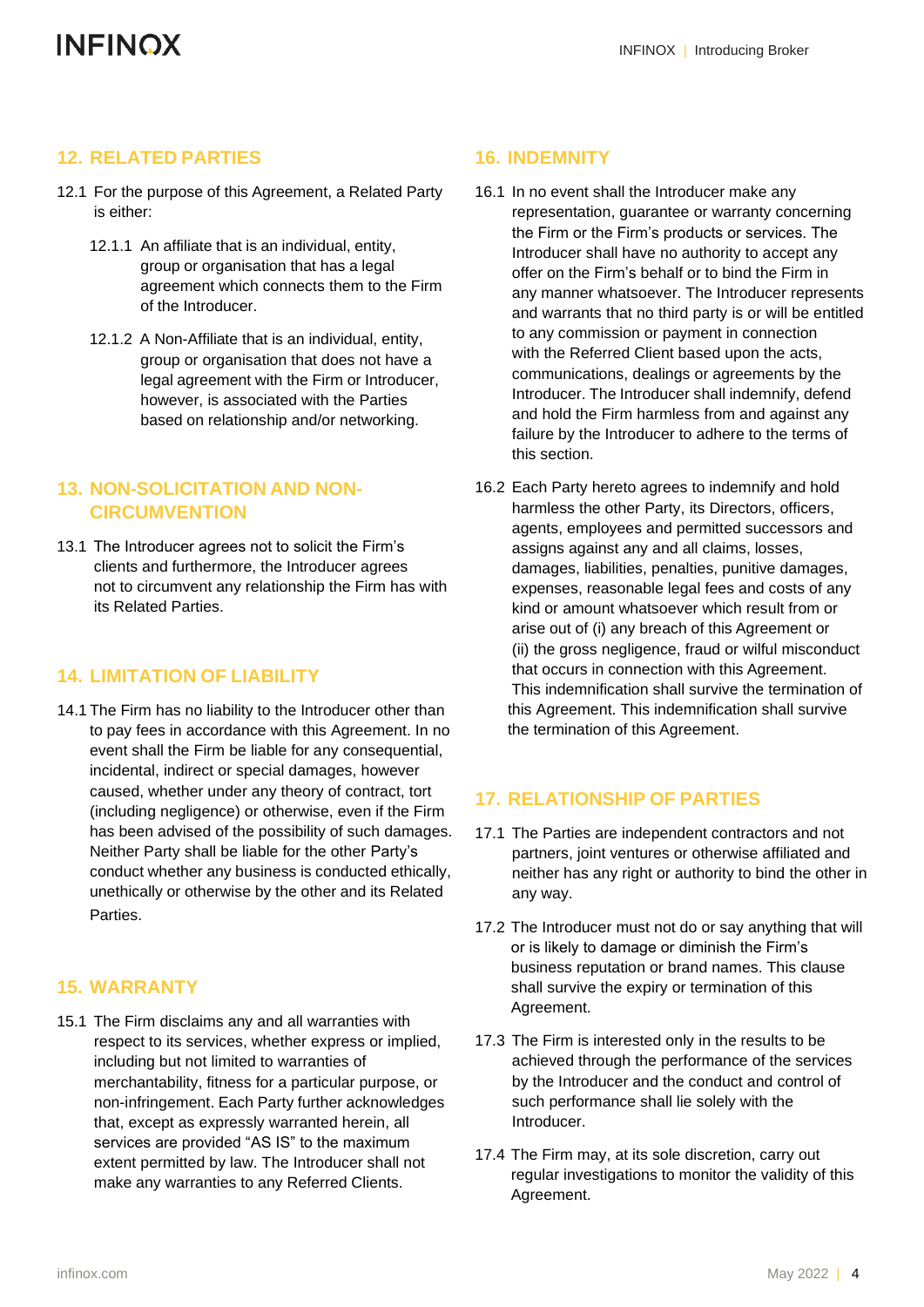## 12. RELATED PARTIES

12.1 For the purpose of this Agreement, a Related Party is either:

12.1.1 An affiliate that is an individual, entity, group or organisation that has a legal agreement which connects them to the Firm of the Introducer.

12.1.2 A Non-Affiliate that is an individual, entity, group or organisation that does not have a legal agreement with the Firm or Introducer, however, is associated with the Parties based on relationship and/or networking.

## 13. NON-SOLICITATION AND NON-CIRCUMVENTION

13.1 The Introducer agrees not to solicit the Firm's clients and furthermore, the Introducer agrees not to circumvent any relationship the Firm has with its Related Parties.

## 14. LIMITATION OF LIABILITY

14.1 The Firm has no liability to the Introducer other than to pay fees in accordance with this Agreement. In no event shall the Firm be liable for any consequential, incidental, indirect or special damages, however caused, whether under any theory of contract, tort (including negligence) or otherwise, even if the Firm has been advised of the possibility of such damages. Neither Party shall be liable for the other Party's conduct whether any business is conducted ethically, unethically or otherwise by the other and its Related Parties.

## 15. WARRANTY

15.1 The Firm disclaims any and all warranties with respect to its services, whether express or implied, including but not limited to warranties of merchantability, fitness for a particular purpose, or non-infringement. Each Party further acknowledges that, except as expressly warranted herein, all services are provided "AS IS" to the maximum extent permitted by law. The Introducer shall not make any warranties to any Referred Clients.

## 16. INDEMNITY

16.1 In no event shall the Introducer make any representation, guarantee or warranty concerning the Firm or the Firm's products or services. The Introducer shall have no authority to accept any offer on the Firm's behalf or to bind the Firm in any manner whatsoever. The Introducer represents and warrants that no third party is or will be entitled to any commission or payment in connection with the Referred Client based upon the acts, communications, dealings or agreements by the Introducer. The Introducer shall indemnify, defend and hold the Firm harmless from and against any failure by the Introducer to adhere to the terms of this section.

16.2 Each Party hereto agrees to indemnify and hold harmless the other Party, its Directors, officers, agents, employees and permitted successors and assigns against any and all claims, losses, damages, liabilities, penalties, punitive damages, expenses, reasonable legal fees and costs of any kind or amount whatsoever which result from or arise out of (i) any breach of this Agreement or (ii) the gross negligence, fraud or wilful misconduct that occurs in connection with this Agreement. This indemnification shall survive the termination of this Agreement. This indemnification shall survive the termination of this Agreement.

## 17. RELATIONSHIP OF PARTIES

17.1 The Parties are independent contractors and not partners, joint ventures or otherwise affiliated and neither has any right or authority to bind the other in any way.

17.2 The Introducer must not do or say anything that will or is likely to damage or diminish the Firm's business reputation or brand names. This clause shall survive the expiry or termination of this Agreement.

17.3 The Firm is interested only in the results to be achieved through the performance of the services by the Introducer and the conduct and control of such performance shall lie solely with the Introducer.

17.4 The Firm may, at its sole discretion, carry out regular investigations to monitor the validity of this Agreement.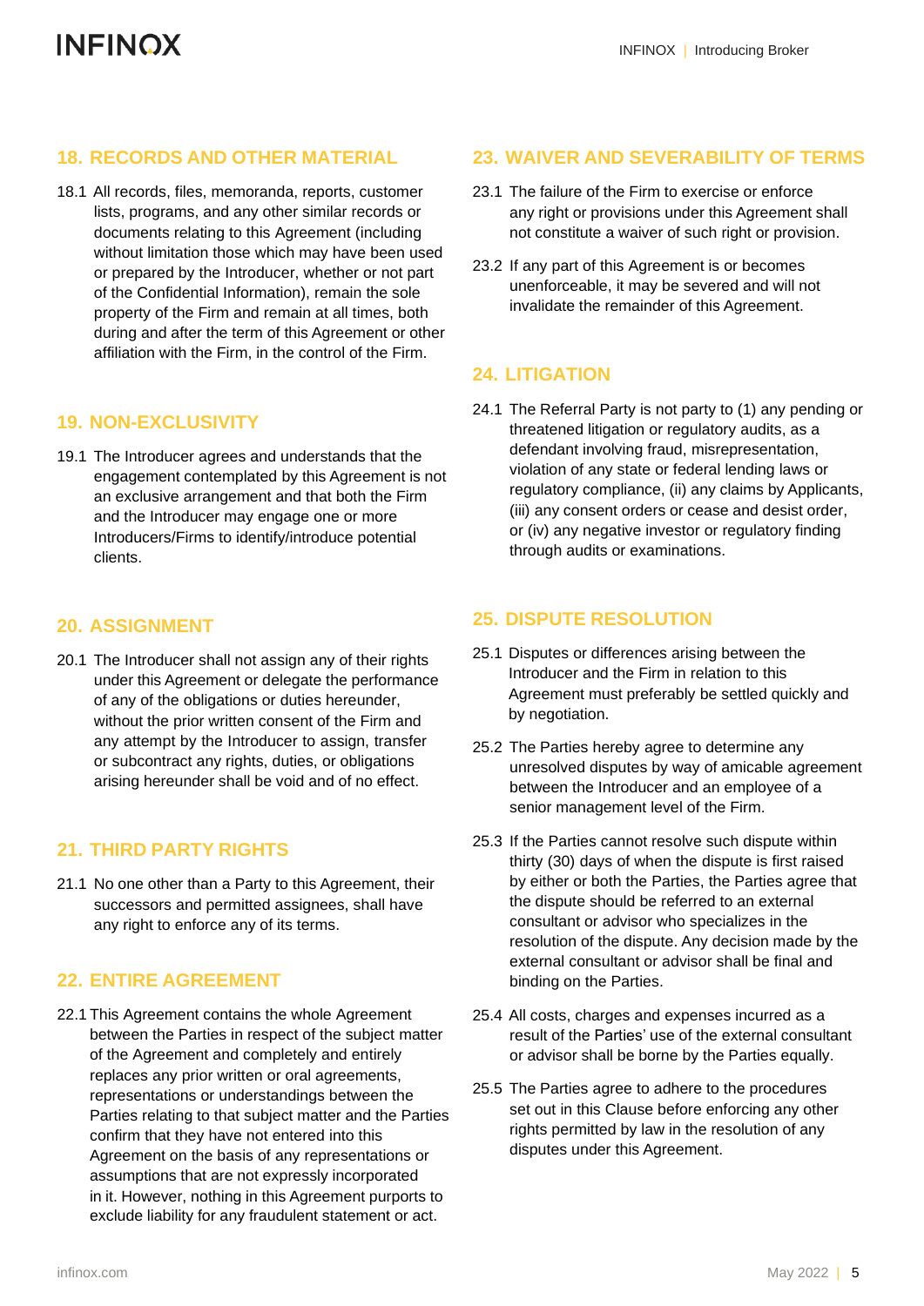## 18. RECORDS AND OTHER MATERIAL

18.1 All records, files, memoranda, reports, customer lists, programs, and any other similar records or documents relating to this Agreement (including without limitation those which may have been used or prepared by the Introducer, whether or not part of the Confidential Information), remain the sole property of the Firm and remain at all times, both during and after the term of this Agreement or other affiliation with the Firm, in the control of the Firm.

## 19. NON-EXCLUSIVITY

19.1 The Introducer agrees and understands that the engagement contemplated by this Agreement is not an exclusive arrangement and that both the Firm and the Introducer may engage one or more Introducers/Firms to identify/introduce potential clients.

## 20. ASSIGNMENT

20.1 The Introducer shall not assign any of their rights under this Agreement or delegate the performance of any of the obligations or duties hereunder, without the prior written consent of the Firm and any attempt by the Introducer to assign, transfer or subcontract any rights, duties, or obligations arising hereunder shall be void and of no effect.

## 21. THIRD PARTY RIGHTS

21.1 No one other than a Party to this Agreement, their successors and permitted assignees, shall have any right to enforce any of its terms.

## 22. ENTIRE AGREEMENT

22.1 This Agreement contains the whole Agreement between the Parties in respect of the subject matter of the Agreement and completely and entirely replaces any prior written or oral agreements, representations or understandings between the Parties relating to that subject matter and the Parties confirm that they have not entered into this Agreement on the basis of any representations or assumptions that are not expressly incorporated in it. However, nothing in this Agreement purports to exclude liability for any fraudulent statement or act.

## 23. WAIVER AND SEVERABILITY OF TERMS

23.1 The failure of the Firm to exercise or enforce any right or provisions under this Agreement shall not constitute a waiver of such right or provision.

23.2 If any part of this Agreement is or becomes unenforceable, it may be severed and will not invalidate the remainder of this Agreement.

## 24. LITIGATION

24.1 The Referral Party is not party to (1) any pending or threatened litigation or regulatory audits, as a defendant involving fraud, misrepresentation, violation of any state or federal lending laws or regulatory compliance, (ii) any claims by Applicants, (iii) any consent orders or cease and desist order, or (iv) any negative investor or regulatory finding through audits or examinations.

## 25. DISPUTE RESOLUTION

25.1 Disputes or differences arising between the Introducer and the Firm in relation to this Agreement must preferably be settled quickly and by negotiation.

25.2 The Parties hereby agree to determine any unresolved disputes by way of amicable agreement between the Introducer and an employee of a senior management level of the Firm.

25.3 If the Parties cannot resolve such dispute within thirty (30) days of when the dispute is first raised by either or both the Parties, the Parties agree that the dispute should be referred to an external consultant or advisor who specializes in the resolution of the dispute. Any decision made by the external consultant or advisor shall be final and binding on the Parties.

25.4 All costs, charges and expenses incurred as a result of the Parties' use of the external consultant or advisor shall be borne by the Parties equally.

25.5 The Parties agree to adhere to the procedures set out in this Clause before enforcing any other rights permitted by law in the resolution of any disputes under this Agreement.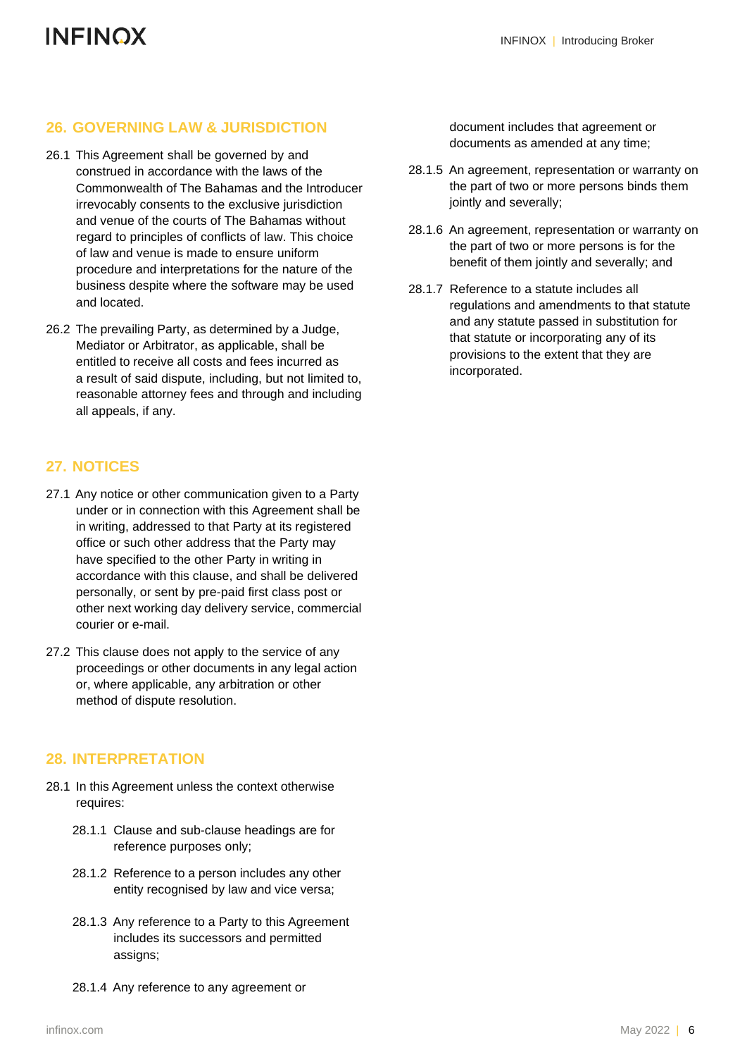## 26. GOVERNING LAW & JURISDICTION

26.1 This Agreement shall be governed by and construed in accordance with the laws of the Commonwealth of The Bahamas and the Introducer irrevocably consents to the exclusive jurisdiction and venue of the courts of The Bahamas without regard to principles of conflicts of law. This choice of law and venue is made to ensure uniform procedure and interpretations for the nature of the business despite where the software may be used and located.

26.2 The prevailing Party, as determined by a Judge, Mediator or Arbitrator, as applicable, shall be entitled to receive all costs and fees incurred as a result of said dispute, including, but not limited to, reasonable attorney fees and through and including all appeals, if any.

## 27. NOTICES

27.1 Any notice or other communication given to a Party under or in connection with this Agreement shall be in writing, addressed to that Party at its registered office or such other address that the Party may have specified to the other Party in writing in accordance with this clause, and shall be delivered personally, or sent by pre-paid first class post or other next working day delivery service, commercial courier or e-mail.

27.2 This clause does not apply to the service of any proceedings or other documents in any legal action or, where applicable, any arbitration or other method of dispute resolution.

## 28. INTERPRETATION

28.1 In this Agreement unless the context otherwise requires:

28.1.1 Clause and sub-clause headings are for reference purposes only;

28.1.2 Reference to a person includes any other entity recognised by law and vice versa;

28.1.3 Any reference to a Party to this Agreement includes its successors and permitted assigns;

28.1.4 Any reference to any agreement or document includes that agreement or documents as amended at any time;

28.1.5 An agreement, representation or warranty on the part of two or more persons binds them jointly and severally;

28.1.6 An agreement, representation or warranty on the part of two or more persons is for the benefit of them jointly and severally; and

28.1.7 Reference to a statute includes all regulations and amendments to that statute and any statute passed in substitution for that statute or incorporating any of its provisions to the extent that they are incorporated.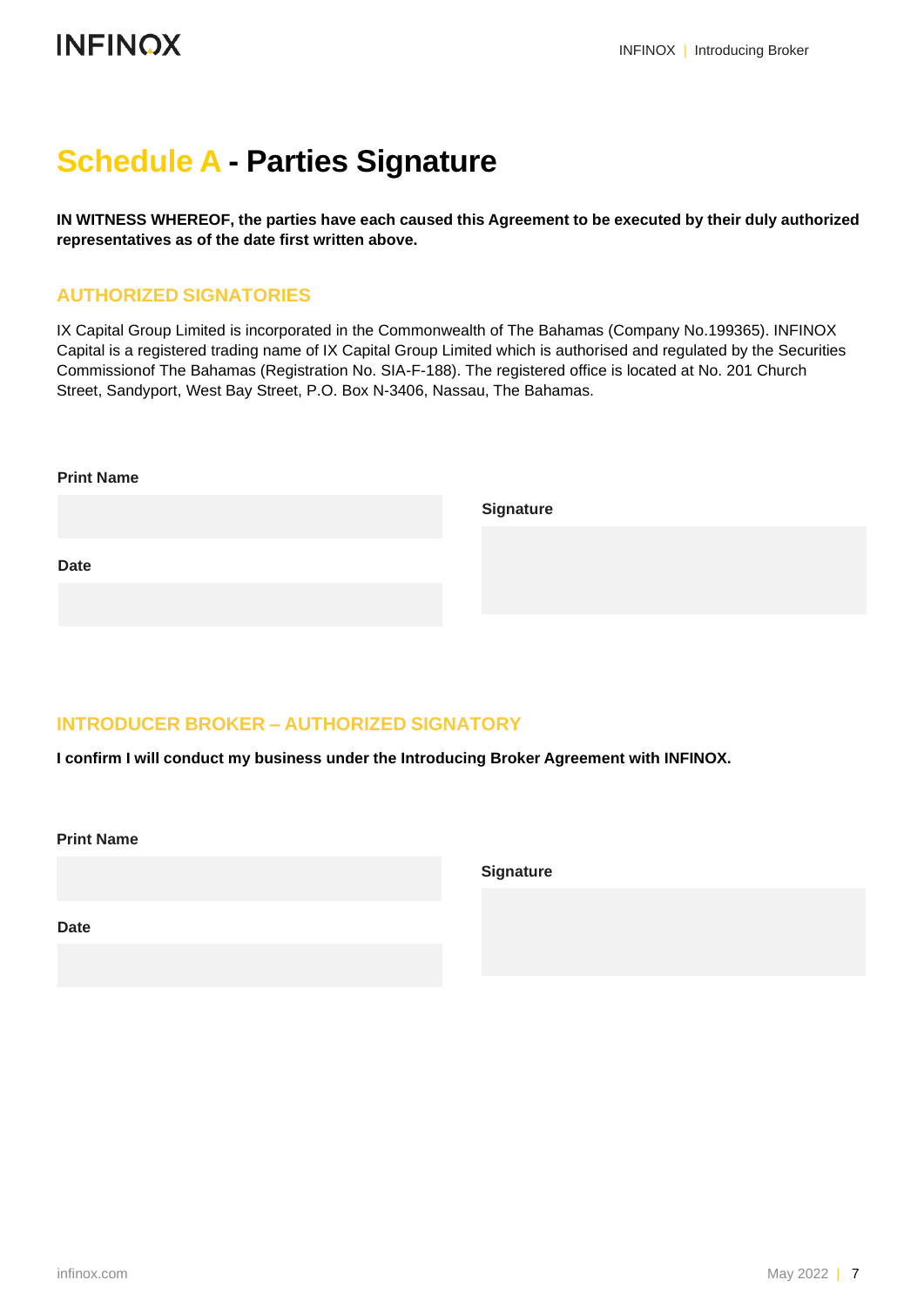# Schedule A - Parties Signature

**IN WITNESS WHEREOF, the parties have each caused this Agreement to be executed by their duly authorized representatives as of the date first written above.**

## AUTHORIZED SIGNATORIES

IX Capital Group Limited is incorporated in the Commonwealth of The Bahamas (Company No.199365). INFINOX Capital is a registered trading name of IX Capital Group Limited which is authorised and regulated by the Securities Commissionof The Bahamas (Registration No. SIA-F-188). The registered office is located at No. 201 Church Street, Sandyport, West Bay Street, P.O. Box N-3406, Nassau, The Bahamas.

**Print Name**

**Signature**

**Date**

## INTRODUCER BROKER – AUTHORIZED SIGNATORY

**I confirm I will conduct my business under the Introducing Broker Agreement with INFINOX.**

**Print Name**

**Signature**

**Date**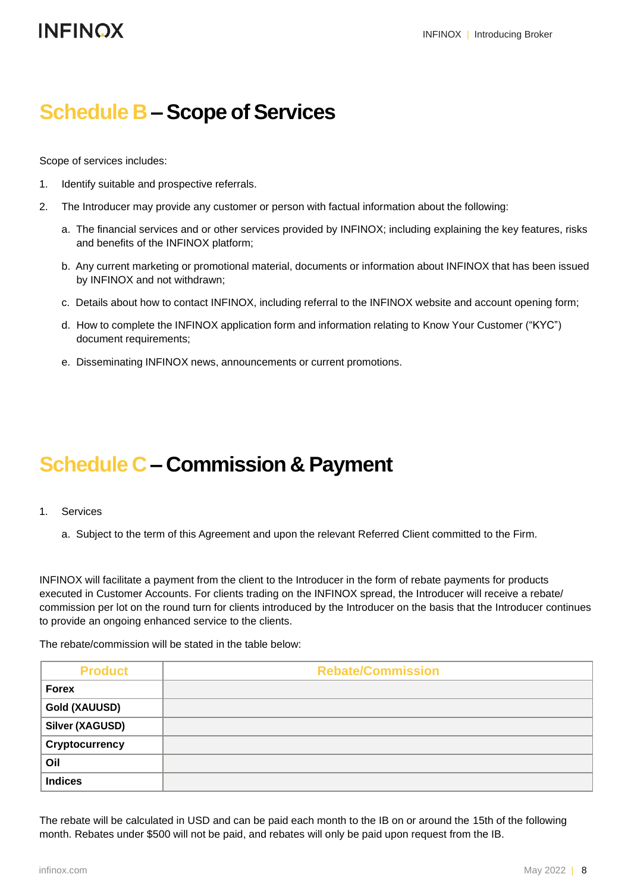# Schedule B – Scope of Services

Scope of services includes:

1. Identify suitable and prospective referrals.
2. The Introducer may provide any customer or person with factual information about the following:
   a. The financial services and or other services provided by INFINOX; including explaining the key features, risks and benefits of the INFINOX platform;
   b. Any current marketing or promotional material, documents or information about INFINOX that has been issued by INFINOX and not withdrawn;
   c. Details about how to contact INFINOX, including referral to the INFINOX website and account opening form;
   d. How to complete the INFINOX application form and information relating to Know Your Customer ("KYC") document requirements;
   e. Disseminating INFINOX news, announcements or current promotions.

# Schedule C – Commission & Payment

1. Services
   a. Subject to the term of this Agreement and upon the relevant Referred Client committed to the Firm.

INFINOX will facilitate a payment from the client to the Introducer in the form of rebate payments for products executed in Customer Accounts. For clients trading on the INFINOX spread, the Introducer will receive a rebate/ commission per lot on the round turn for clients introduced by the Introducer on the basis that the Introducer continues to provide an ongoing enhanced service to the clients.

The rebate/commission will be stated in the table below:

| Product | Rebate/Commission |
|---|---|
| **Forex** | |
| **Gold (XAUUSD)** | |
| **Silver (XAGUSD)** | |
| **Cryptocurrency** | |
| **Oil** | |
| **Indices** | |

The rebate will be calculated in USD and can be paid each month to the IB on or around the 15th of the following month. Rebates under $500 will not be paid, and rebates will only be paid upon request from the IB.